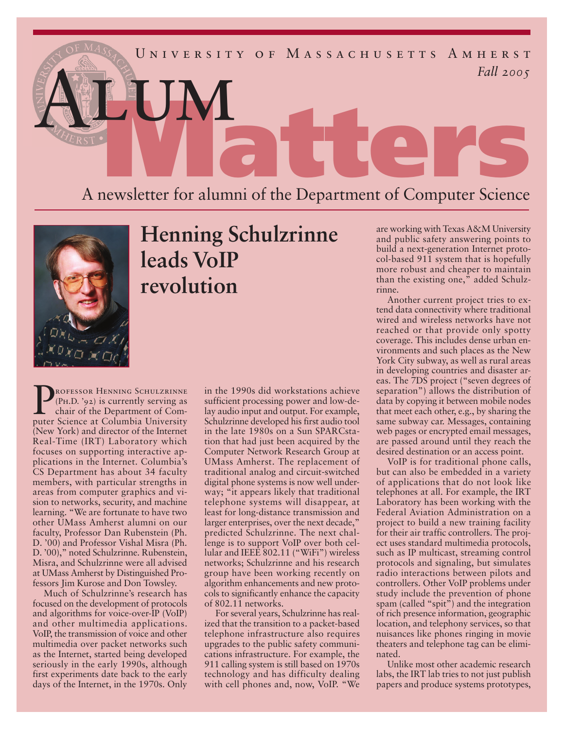# University of Massachusetts Amherst

*Fall 2005*

# Alum Matters

A newsletter for alumni of the Department of Computer Science

## Henning Schulzrinne leads VoIP revolution

Professor Henning Schulzrinne (Ph.D. '92) is currently serving as chair of the Department of Computer Science at Columbia University (New York) and director of the Internet Real-Time (IRT) Laboratory which focuses on supporting interactive applications in the Internet. Columbia's CS Department has about 34 faculty members, with particular strengths in areas from computer graphics and vision to networks, security, and machine learning. "We are fortunate to have two other UMass Amherst alumni on our faculty, Professor Dan Rubenstein (Ph. D. '00) and Professor Vishal Misra (Ph. D. '00)," noted Schulzrinne. Rubenstein, Misra, and Schulzrinne were all advised at UMass Amherst by Distinguished Professors Jim Kurose and Don Towsley.

Much of Schulzrinne's research has focused on the development of protocols and algorithms for voice-over-IP (VoIP) and other multimedia applications. VoIP, the transmission of voice and other multimedia over packet networks such as the Internet, started being developed seriously in the early 1990s, although first experiments date back to the early days of the Internet, in the 1970s. Only in the 1990s did workstations achieve sufficient processing power and low-delay audio input and output. For example, Schulzrinne developed his first audio tool in the late 1980s on a Sun SPARCstation that had just been acquired by the Computer Network Research Group at UMass Amherst. The replacement of traditional analog and circuit-switched digital phone systems is now well underway; "it appears likely that traditional telephone systems will disappear, at least for long-distance transmission and larger enterprises, over the next decade," predicted Schulzrinne. The next challenge is to support VoIP over both cellular and IEEE 802.11 ("WiFi") wireless networks; Schulzrinne and his research group have been working recently on algorithm enhancements and new protocols to significantly enhance the capacity of 802.11 networks.

For several years, Schulzrinne has realized that the transition to a packet-based telephone infrastructure also requires upgrades to the public safety communications infrastructure. For example, the 911 calling system is still based on 1970s technology and has difficulty dealing with cell phones and, now, VoIP. "We are working with Texas A&M University and public safety answering points to build a next-generation Internet protocol-based 911 system that is hopefully more robust and cheaper to maintain than the existing one," added Schulzrinne.

Another current project tries to extend data connectivity where traditional wired and wireless networks have not reached or that provide only spotty coverage. This includes dense urban environments and such places as the New York City subway, as well as rural areas in developing countries and disaster areas. The 7DS project ("seven degrees of separation") allows the distribution of data by copying it between mobile nodes that meet each other, e.g., by sharing the same subway car. Messages, containing web pages or encrypted email messages, are passed around until they reach the desired destination or an access point.

VoIP is for traditional phone calls, but can also be embedded in a variety of applications that do not look like telephones at all. For example, the IRT Laboratory has been working with the Federal Aviation Administration on a project to build a new training facility for their air traffic controllers. The project uses standard multimedia protocols, such as IP multicast, streaming control protocols and signaling, but simulates radio interactions between pilots and controllers. Other VoIP problems under study include the prevention of phone spam (called "spit") and the integration of rich presence information, geographic location, and telephony services, so that nuisances like phones ringing in movie theaters and telephone tag can be eliminated.

Unlike most other academic research labs, the IRT lab tries to not just publish papers and produce systems prototypes,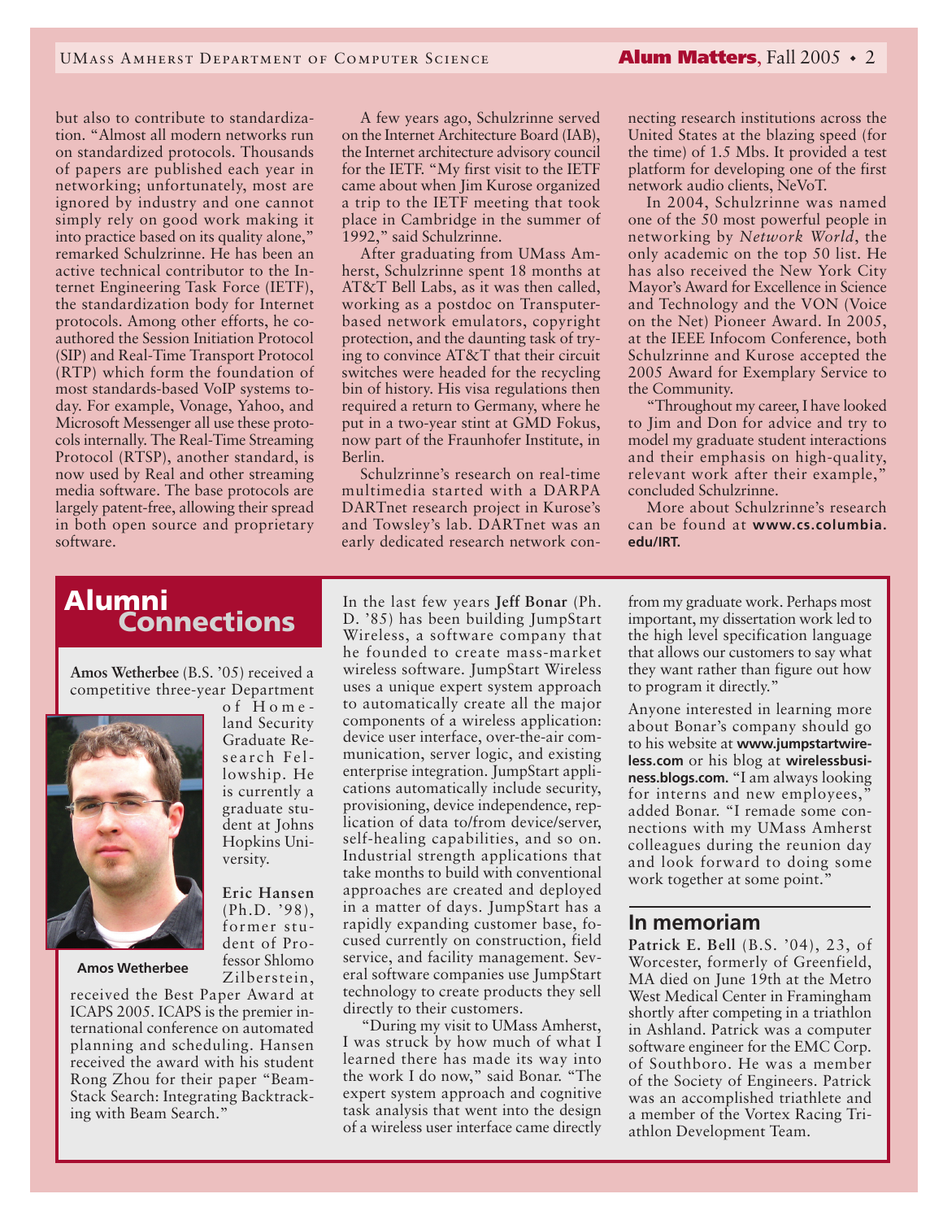but also to contribute to standardization. "Almost all modern networks run on standardized protocols. Thousands of papers are published each year in networking; unfortunately, most are ignored by industry and one cannot simply rely on good work making it into practice based on its quality alone," remarked Schulzrinne. He has been an active technical contributor to the Internet Engineering Task Force (IETF), the standardization body for Internet protocols. Among other efforts, he co-authored the Session Initiation Protocol (SIP) and Real-Time Transport Protocol (RTP) which form the foundation of most standards-based VoIP systems today. For example, Vonage, Yahoo, and Microsoft Messenger all use these protocols internally. The Real-Time Streaming Protocol (RTSP), another standard, is now used by Real and other streaming media software. The base protocols are largely patent-free, allowing their spread in both open source and proprietary software.

A few years ago, Schulzrinne served on the Internet Architecture Board (IAB), the Internet architecture advisory council for the IETF. "My first visit to the IETF came about when Jim Kurose organized a trip to the IETF meeting that took place in Cambridge in the summer of 1992," said Schulzrinne.

After graduating from UMass Amherst, Schulzrinne spent 18 months at AT&T Bell Labs, as it was then called, working as a postdoc on Transputer-based network emulators, copyright protection, and the daunting task of trying to convince AT&T that their circuit switches were headed for the recycling bin of history. His visa regulations then required a return to Germany, where he put in a two-year stint at GMD Fokus, now part of the Fraunhofer Institute, in Berlin.

Schulzrinne's research on real-time multimedia started with a DARPA DARTnet research project in Kurose's and Towsley's lab. DARTnet was an early dedicated research network connecting research institutions across the United States at the blazing speed (for the time) of 1.5 Mbs. It provided a test platform for developing one of the first network audio clients, NeVoT.

In 2004, Schulzrinne was named one of the 50 most powerful people in networking by *Network World*, the only academic on the top 50 list. He has also received the New York City Mayor's Award for Excellence in Science and Technology and the VON (Voice on the Net) Pioneer Award. In 2005, at the IEEE Infocom Conference, both Schulzrinne and Kurose accepted the 2005 Award for Exemplary Service to the Community.

"Throughout my career, I have looked to Jim and Don for advice and try to model my graduate student interactions and their emphasis on high-quality, relevant work after their example," concluded Schulzrinne.

More about Schulzrinne's research can be found at **www.cs.columbia.edu/IRT.**

## Alumni Connections

**Amos Wetherbee** (B.S. '05) received a competitive three-year Department of Homeland Security Graduate Research Fellowship. He is currently a graduate student at Johns Hopkins University.

**Amos Wetherbee**

**Eric Hansen** (Ph.D. '98), former student of Professor Shlomo Zilberstein, received the Best Paper Award at ICAPS 2005. ICAPS is the premier international conference on automated planning and scheduling. Hansen received the award with his student Rong Zhou for their paper "Beam-Stack Search: Integrating Backtracking with Beam Search."

In the last few years **Jeff Bonar** (Ph.D. '85) has been building JumpStart Wireless, a software company that he founded to create mass-market wireless software. JumpStart Wireless uses a unique expert system approach to automatically create all the major components of a wireless application: device user interface, over-the-air communication, server logic, and existing enterprise integration. JumpStart applications automatically include security, provisioning, device independence, replication of data to/from device/server, self-healing capabilities, and so on. Industrial strength applications that take months to build with conventional approaches are created and deployed in a matter of days. JumpStart has a rapidly expanding customer base, focused currently on construction, field service, and facility management. Several software companies use JumpStart technology to create products they sell directly to their customers.

"During my visit to UMass Amherst, I was struck by how much of what I learned there has made its way into the work I do now," said Bonar. "The expert system approach and cognitive task analysis that went into the design of a wireless user interface came directly from my graduate work. Perhaps most important, my dissertation work led to the high level specification language that allows our customers to say what they want rather than figure out how to program it directly."

Anyone interested in learning more about Bonar's company should go to his website at **www.jumpstartwireless.com** or his blog at **wirelessbusiness.blogs.com.** "I am always looking for interns and new employees," added Bonar. "I remade some connections with my UMass Amherst colleagues during the reunion day and look forward to doing some work together at some point."

### In memoriam

**Patrick E. Bell** (B.S. '04), 23, of Worcester, formerly of Greenfield, MA died on June 19th at the Metro West Medical Center in Framingham shortly after competing in a triathlon in Ashland. Patrick was a computer software engineer for the EMC Corp. of Southboro. He was a member of the Society of Engineers. Patrick was an accomplished triathlete and a member of the Vortex Racing Triathlon Development Team.